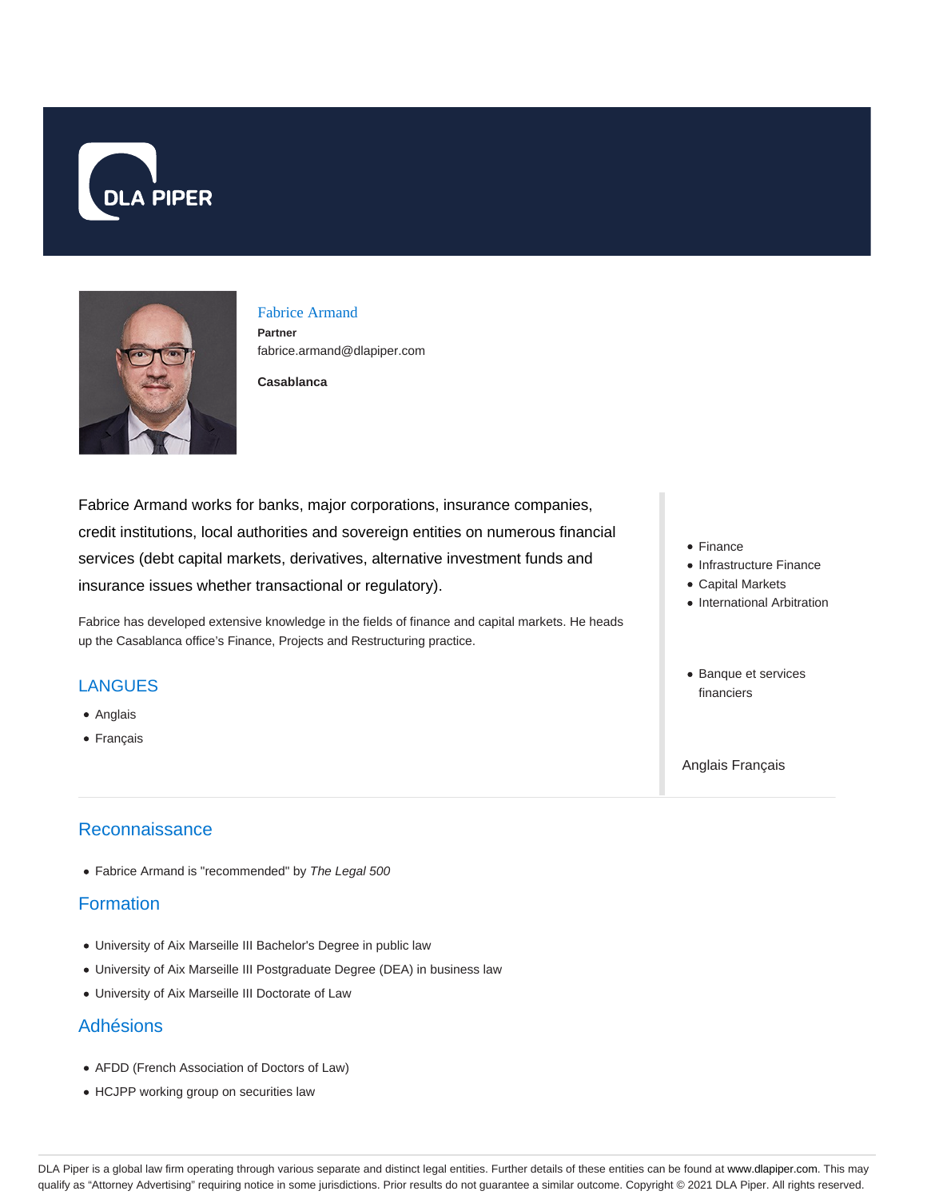# Fabrice Armand

**Partner**

fabrice.armand@dlapiper.com

**Casablanca**

Fabrice Armand works for banks, major corporations, insurance companies, credit institutions, local authorities and sovereign entities on numerous financial services (debt capital markets, derivatives, alternative investment funds and insurance issues whether transactional or regulatory).

Fabrice has developed extensive knowledge in the fields of finance and capital markets. He heads up the Casablanca office's Finance, Projects and Restructuring practice.

## LANGUES

- Anglais
- Français

- Finance
- Infrastructure Finance
- Capital Markets
- International Arbitration

- Banque et services financiers

Anglais Français

## Reconnaissance

- Fabrice Armand is "recommended" by *The Legal 500*

## Formation

- University of Aix Marseille III Bachelor's Degree in public law
- University of Aix Marseille III Postgraduate Degree (DEA) in business law
- University of Aix Marseille III Doctorate of Law

## Adhésions

- AFDD (French Association of Doctors of Law)
- HCJPP working group on securities law

DLA Piper is a global law firm operating through various separate and distinct legal entities. Further details of these entities can be found at www.dlapiper.com. This may qualify as "Attorney Advertising" requiring notice in some jurisdictions. Prior results do not guarantee a similar outcome. Copyright © 2021 DLA Piper. All rights reserved.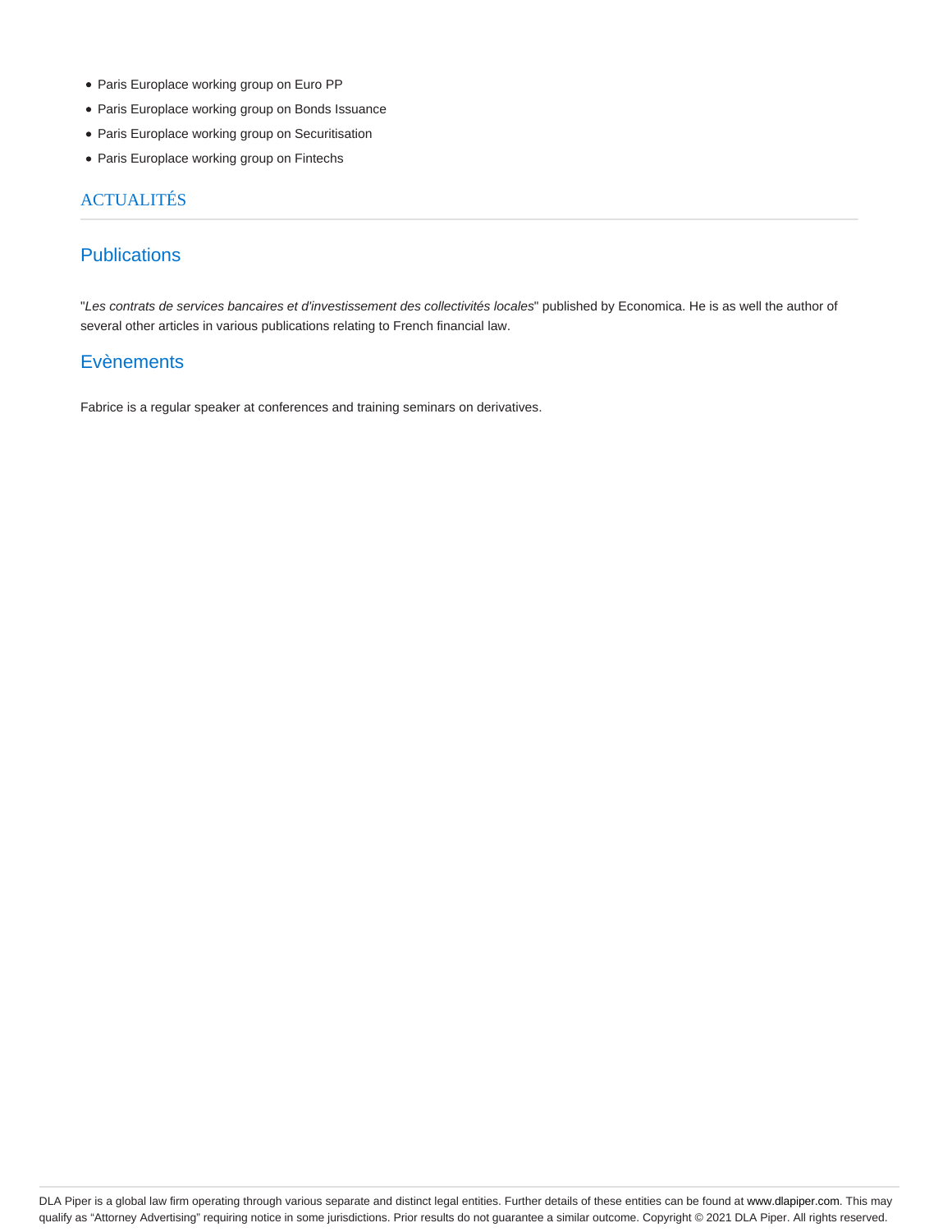- Paris Europlace working group on Euro PP
- Paris Europlace working group on Bonds Issuance
- Paris Europlace working group on Securitisation
- Paris Europlace working group on Fintechs

## ACTUALITÉS

### Publications

"*Les contrats de services bancaires et d'investissement des collectivités locales*" published by Economica. He is as well the author of several other articles in various publications relating to French financial law.

### Evènements

Fabrice is a regular speaker at conferences and training seminars on derivatives.

DLA Piper is a global law firm operating through various separate and distinct legal entities. Further details of these entities can be found at www.dlapiper.com. This may qualify as "Attorney Advertising" requiring notice in some jurisdictions. Prior results do not guarantee a similar outcome. Copyright © 2021 DLA Piper. All rights reserved.